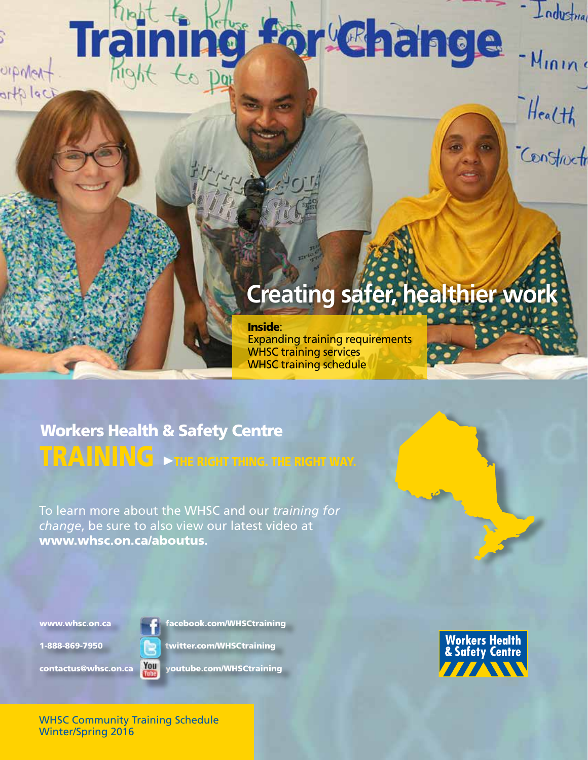# Training for Change

## Creating safer, healthier work

**Inside**:
Expanding training requirements
WHSC training services
WHSC training schedule

## Workers Health & Safety Centre

# TRAINING ►THE RIGHT THING. THE RIGHT WAY.

To learn more about the WHSC and our *training for change*, be sure to also view our latest video at **www.whsc.on.ca/aboutus**.

**www.whsc.on.ca**

**1-888-869-7950**

**contactus@whsc.on.ca**

**facebook.com/WHSCtraining**

**twitter.com/WHSCtraining**

**youtube.com/WHSCtraining**

Workers Health & Safety Centre

WHSC Community Training Schedule
Winter/Spring 2016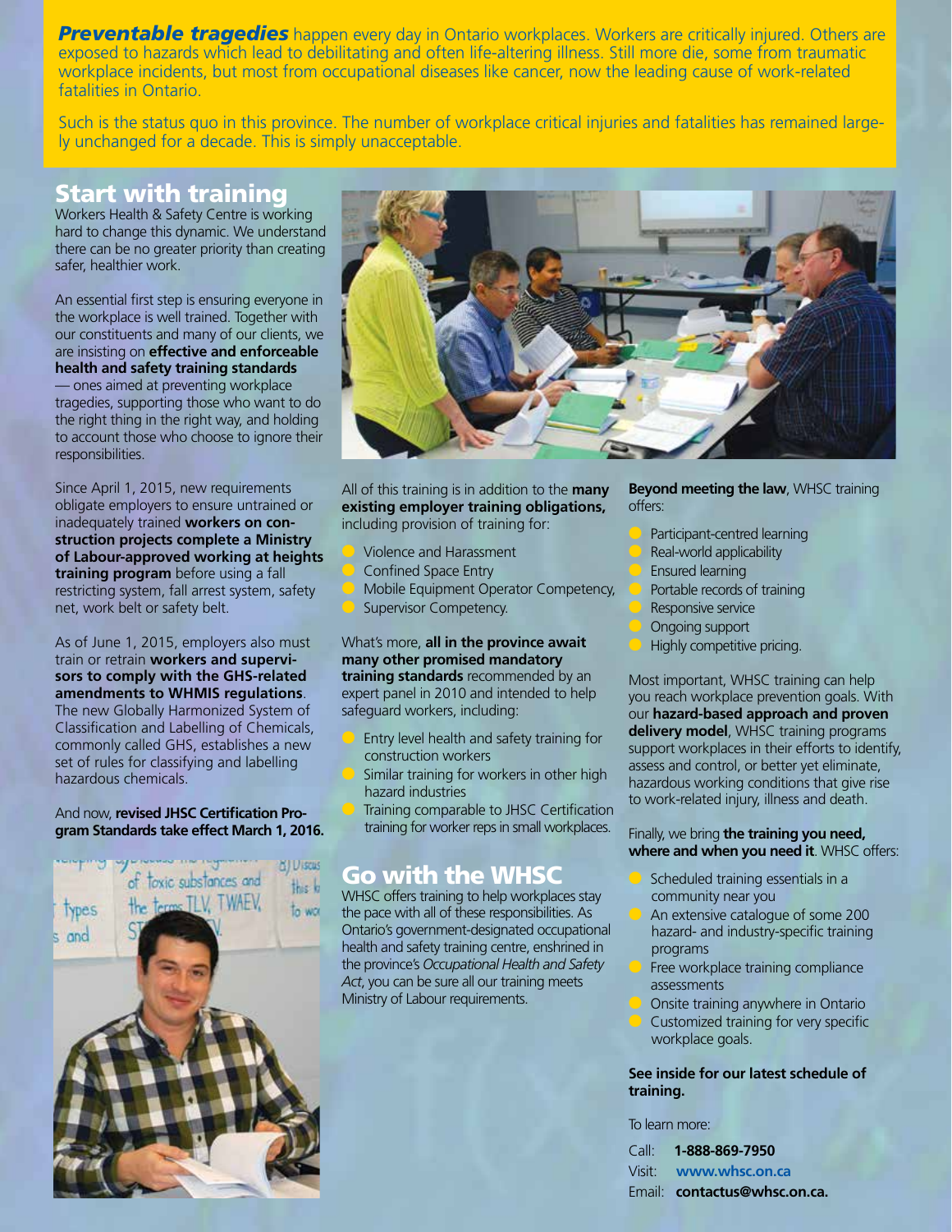***Preventable tragedies*** happen every day in Ontario workplaces. Workers are critically injured. Others are exposed to hazards which lead to debilitating and often life-altering illness. Still more die, some from traumatic workplace incidents, but most from occupational diseases like cancer, now the leading cause of work-related fatalities in Ontario.

Such is the status quo in this province. The number of workplace critical injuries and fatalities has remained largely unchanged for a decade. This is simply unacceptable.

## Start with training

Workers Health & Safety Centre is working hard to change this dynamic. We understand there can be no greater priority than creating safer, healthier work.

An essential first step is ensuring everyone in the workplace is well trained. Together with our constituents and many of our clients, we are insisting on **effective and enforceable health and safety training standards** — ones aimed at preventing workplace tragedies, supporting those who want to do the right thing in the right way, and holding to account those who choose to ignore their responsibilities.

Since April 1, 2015, new requirements obligate employers to ensure untrained or inadequately trained **workers on construction projects complete a Ministry of Labour-approved working at heights training program** before using a fall restricting system, fall arrest system, safety net, work belt or safety belt.

As of June 1, 2015, employers also must train or retrain **workers and supervisors to comply with the GHS-related amendments to WHMIS regulations**. The new Globally Harmonized System of Classification and Labelling of Chemicals, commonly called GHS, establishes a new set of rules for classifying and labelling hazardous chemicals.

And now, **revised JHSC Certification Program Standards take effect March 1, 2016.**

All of this training is in addition to the **many existing employer training obligations,** including provision of training for:

- Violence and Harassment
- Confined Space Entry
- Mobile Equipment Operator Competency,
- Supervisor Competency.

What's more, **all in the province await many other promised mandatory training standards** recommended by an expert panel in 2010 and intended to help safeguard workers, including:

- Entry level health and safety training for construction workers
- Similar training for workers in other high hazard industries
- Training comparable to JHSC Certification training for worker reps in small workplaces.

## Go with the WHSC

WHSC offers training to help workplaces stay the pace with all of these responsibilities. As Ontario's government-designated occupational health and safety training centre, enshrined in the province's *Occupational Health and Safety Act*, you can be sure all our training meets Ministry of Labour requirements.

**Beyond meeting the law**, WHSC training offers:

- Participant-centred learning
- Real-world applicability
- Ensured learning
- Portable records of training
- Responsive service
- Ongoing support
- Highly competitive pricing.

Most important, WHSC training can help you reach workplace prevention goals. With our **hazard-based approach and proven delivery model**, WHSC training programs support workplaces in their efforts to identify, assess and control, or better yet eliminate, hazardous working conditions that give rise to work-related injury, illness and death.

Finally, we bring **the training you need, where and when you need it**. WHSC offers:

- Scheduled training essentials in a community near you
- An extensive catalogue of some 200 hazard- and industry-specific training programs
- Free workplace training compliance assessments
- Onsite training anywhere in Ontario
- Customized training for very specific workplace goals.

**See inside for our latest schedule of training.**

To learn more:

Call: **1-888-869-7950**
Visit: **www.whsc.on.ca**
Email: **contactus@whsc.on.ca.**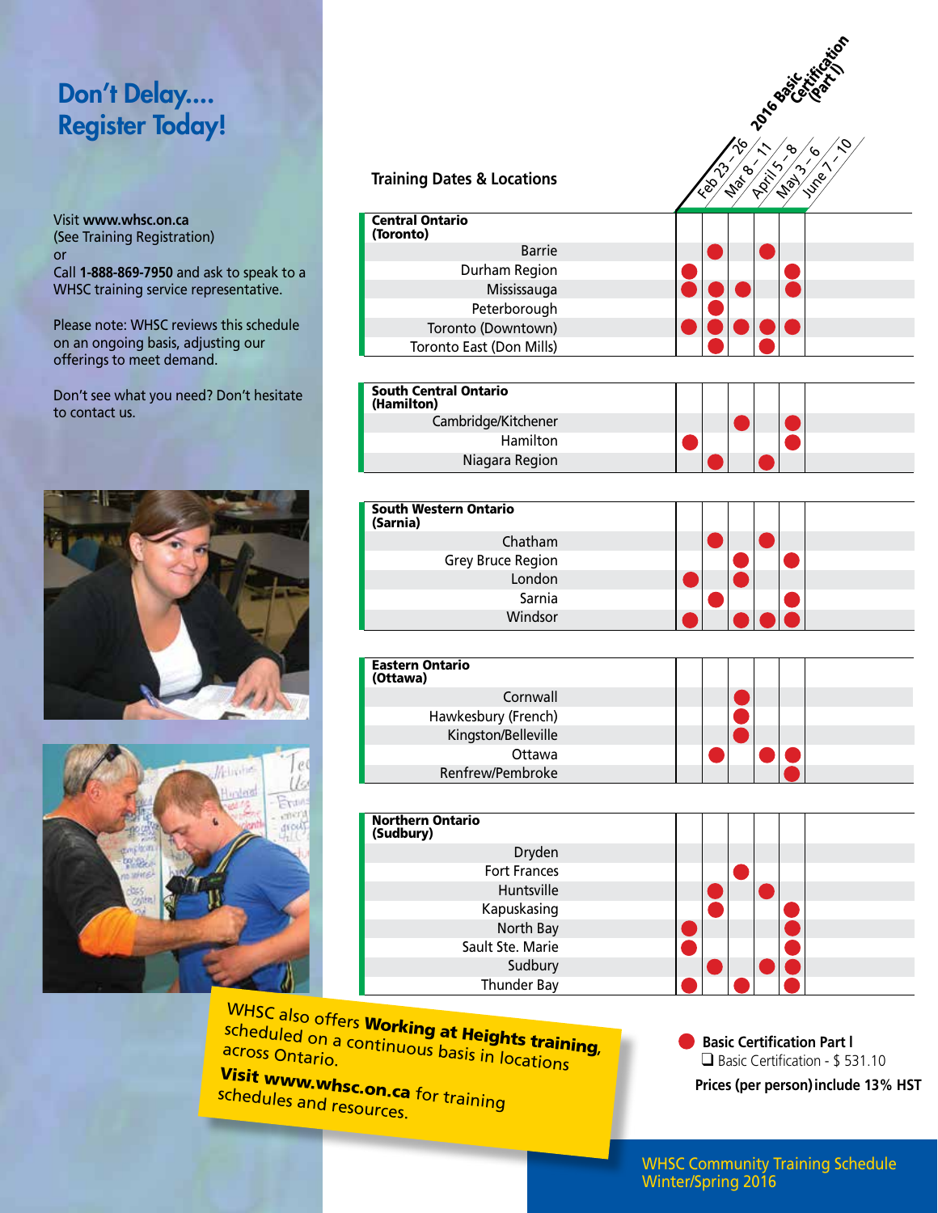# Don't Delay.... Register Today!

Visit **www.whsc.on.ca**
(See Training Registration)
or
Call **1-888-869-7950** and ask to speak to a WHSC training service representative.

Please note: WHSC reviews this schedule on an ongoing basis, adjusting our offerings to meet demand.

Don't see what you need? Don't hesitate to contact us.

## Training Dates & Locations

**2016 Basic Certification (Part I)**

| Location | Feb 23 – 26 | Mar 8 – 11 | April 5 – 8 | May 3 – 6 | June 7 – 10 |
|---|---|---|---|---|---|
| **Central Ontario (Toronto)** | | | | | |
| Barrie | | ● | | ● | |
| Durham Region | ● | | | | ● |
| Mississauga | ● | ● | ● | | ● |
| Peterborough | | ● | | | |
| Toronto (Downtown) | ● | ● | ● | ● | ● |
| Toronto East (Don Mills) | | ● | | ● | |
| **South Central Ontario (Hamilton)** | | | | | |
| Cambridge/Kitchener | | | ● | | ● |
| Hamilton | ● | | | | ● |
| Niagara Region | | ● | | ● | |
| **South Western Ontario (Sarnia)** | | | | | |
| Chatham | | ● | | ● | |
| Grey Bruce Region | | | ● | | ● |
| London | ● | | ● | | |
| Sarnia | | ● | | | ● |
| Windsor | ● | | ● | ● | ● |
| **Eastern Ontario (Ottawa)** | | | | | |
| Cornwall | | | ● | | |
| Hawkesbury (French) | | | ● | | |
| Kingston/Belleville | | | ● | | |
| Ottawa | | ● | | ● | ● |
| Renfrew/Pembroke | | | | | ● |
| **Northern Ontario (Sudbury)** | | | | | |
| Dryden | | | | | |
| Fort Frances | | | ● | | |
| Huntsville | | ● | | ● | |
| Kapuskasing | | ● | | | ● |
| North Bay | ● | | | | ● |
| Sault Ste. Marie | ● | | | | ● |
| Sudbury | | ● | | ● | ● |
| Thunder Bay | ● | | ● | | ● |

● **Basic Certification Part I**
❑ Basic Certification - $ 531.10

**Prices (per person) include 13% HST**

WHSC also offers **Working at Heights training,** scheduled on a continuous basis in locations across Ontario.

**Visit www.whsc.on.ca** for training schedules and resources.

WHSC Community Training Schedule Winter/Spring 2016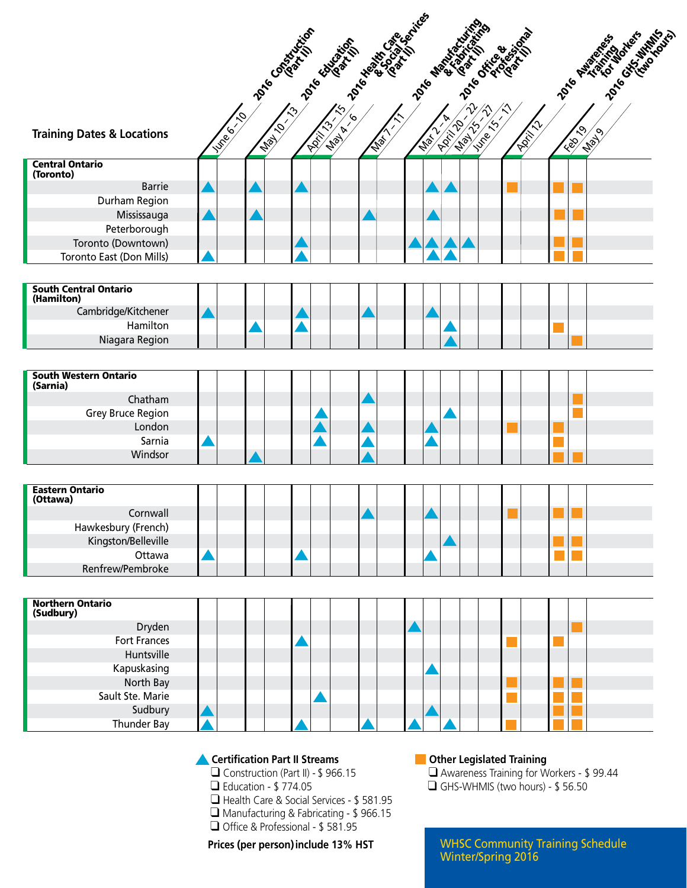## Training Dates & Locations

| Location | 2016 Construction (Part II) | 2016 Education (Part II) | 2016 Health Care & Social Services (Part II) | | 2016 Manufacturing & Fabricating (Part II) | 2016 Office & Professional (Part II) | | | | 2016 Awareness Training for Workers | 2016 GHS-WHMIS (two hours) | |
|---|---|---|---|---|---|---|---|---|---|---|---|---|
| | June 6 – 10 | May 10 – 13 | April 13 – 15 | May 4 – 6 | Mar 7 – 11 | Mar 2 – 4 | April 20 – 22 | May 25 – 27 | June 15 – 17 | April 12 | Feb 19 | May 9 |
| **Central Ontario (Toronto)** | | | | | | | | | | | | |
| Barrie | ▲ | ▲ | ▲ | | | | ▲ | ▲ | | ■ | ■ | ■ |
| Durham Region | | | | | | | | | | | | |
| Mississauga | ▲ | ▲ | | | ▲ | | ▲ | | | | ■ | ■ |
| Peterborough | | | | | | | | | | | | |
| Toronto (Downtown) | | | ▲ | | | ▲ | ▲ | ▲ | ▲ | | ■ | ■ |
| Toronto East (Don Mills) | ▲ | | ▲ | | | | ▲ | ▲ | | | ■ | ■ |
| **South Central Ontario (Hamilton)** | | | | | | | | | | | | |
| Cambridge/Kitchener | ▲ | | ▲ | | ▲ | | ▲ | | | | | |
| Hamilton | | ▲ | ▲ | | | | | ▲ | | | ■ | |
| Niagara Region | | | | | | | | ▲ | | | | ■ |
| **South Western Ontario (Sarnia)** | | | | | | | | | | | | |
| Chatham | | | | | ▲ | | | | | | | ■ |
| Grey Bruce Region | | | | ▲ | | | | ▲ | | | | ■ |
| London | | | | ▲ | ▲ | | ▲ | | | ■ | ■ | |
| Sarnia | ▲ | | | ▲ | ▲ | | ▲ | | | | ■ | |
| Windsor | | ▲ | | | ▲ | | | | | | ■ | ■ |
| **Eastern Ontario (Ottawa)** | | | | | | | | | | | | |
| Cornwall | | | | | ▲ | | ▲ | | | ■ | ■ | ■ |
| Hawkesbury (French) | | | | | | | | | | | | |
| Kingston/Belleville | | | | | | | | ▲ | | | ■ | ■ |
| Ottawa | ▲ | | ▲ | | | | ▲ | | | | ■ | ■ |
| Renfrew/Pembroke | | | | | | | | | | | | |
| **Northern Ontario (Sudbury)** | | | | | | | | | | | | |
| Dryden | | | | | | ▲ | | | | | | ■ |
| Fort Frances | | | ▲ | | | | | | | ■ | ■ | |
| Huntsville | | | | | | | | | | | | |
| Kapuskasing | | | | | | | ▲ | | | | | |
| North Bay | | | | | | | | | | ■ | ■ | ■ |
| Sault Ste. Marie | | | | ▲ | | | | | | ■ | ■ | ■ |
| Sudbury | ▲ | | | | | | ▲ | | | | ■ | ■ |
| Thunder Bay | ▲ | | ▲ | | ▲ | ▲ | | ▲ | | ■ | ■ | ■ |

**▲ Certification Part II Streams**

- ❑ Construction (Part II) - $ 966.15
- ❑ Education - $ 774.05
- ❑ Health Care & Social Services - $ 581.95
- ❑ Manufacturing & Fabricating - $ 966.15
- ❑ Office & Professional - $ 581.95

**Prices (per person) include 13% HST**

**■ Other Legislated Training**

- ❑ Awareness Training for Workers - $ 99.44
- ❑ GHS-WHMIS (two hours) - $ 56.50

WHSC Community Training Schedule
Winter/Spring 2016